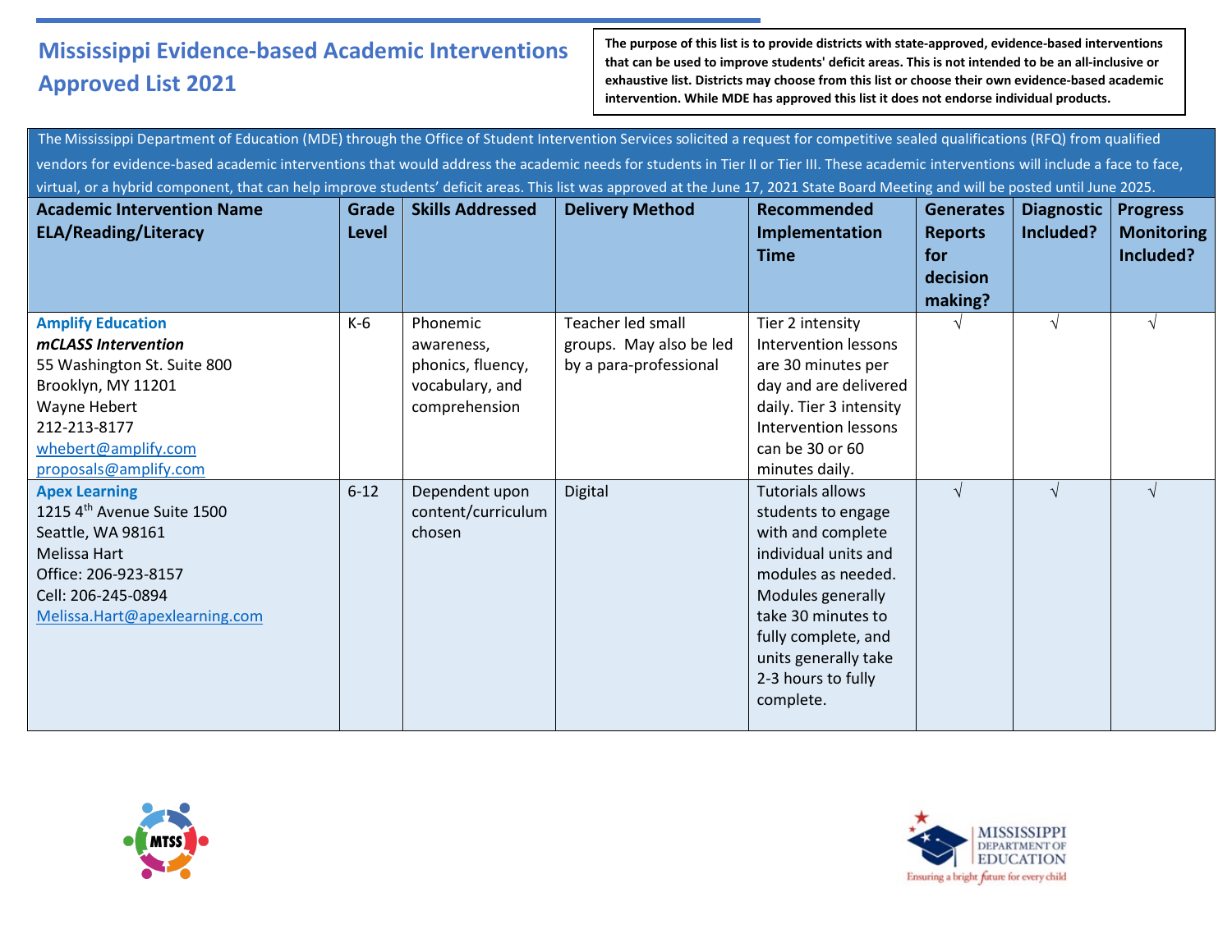# Mississippi Evidence-based Academic Interventions Approved List 2021

**The purpose of this list is to provide districts with state-approved, evidence-based interventions that can be used to improve students' deficit areas. This is not intended to be an all-inclusive or exhaustive list. Districts may choose from this list or choose their own evidence-based academic intervention. While MDE has approved this list it does not endorse individual products.**

The Mississippi Department of Education (MDE) through the Office of Student Intervention Services solicited a request for competitive sealed qualifications (RFQ) from qualified vendors for evidence-based academic interventions that would address the academic needs for students in Tier II or Tier III. These academic interventions will include a face to face, virtual, or a hybrid component, that can help improve students' deficit areas. This list was approved at the June 17, 2021 State Board Meeting and will be posted until June 2025.

| Academic Intervention Name ELA/Reading/Literacy | Grade Level | Skills Addressed | Delivery Method | Recommended Implementation Time | Generates Reports for decision making? | Diagnostic Included? | Progress Monitoring Included? |
|---|---|---|---|---|---|---|---|
| **Amplify Education**<br>***mCLASS Intervention***<br>55 Washington St. Suite 800<br>Brooklyn, MY 11201<br>Wayne Hebert<br>212-213-8177<br>whebert@amplify.com<br>proposals@amplify.com | K-6 | Phonemic awareness, phonics, fluency, vocabulary, and comprehension | Teacher led small groups. May also be led by a para-professional | Tier 2 intensity Intervention lessons are 30 minutes per day and are delivered daily. Tier 3 intensity Intervention lessons can be 30 or 60 minutes daily. | √ | √ | √ |
| **Apex Learning**<br>1215 4th Avenue Suite 1500<br>Seattle, WA 98161<br>Melissa Hart<br>Office: 206-923-8157<br>Cell: 206-245-0894<br>Melissa.Hart@apexlearning.com | 6-12 | Dependent upon content/curriculum chosen | Digital | Tutorials allows students to engage with and complete individual units and modules as needed. Modules generally take 30 minutes to fully complete, and units generally take 2-3 hours to fully complete. | √ | √ | √ |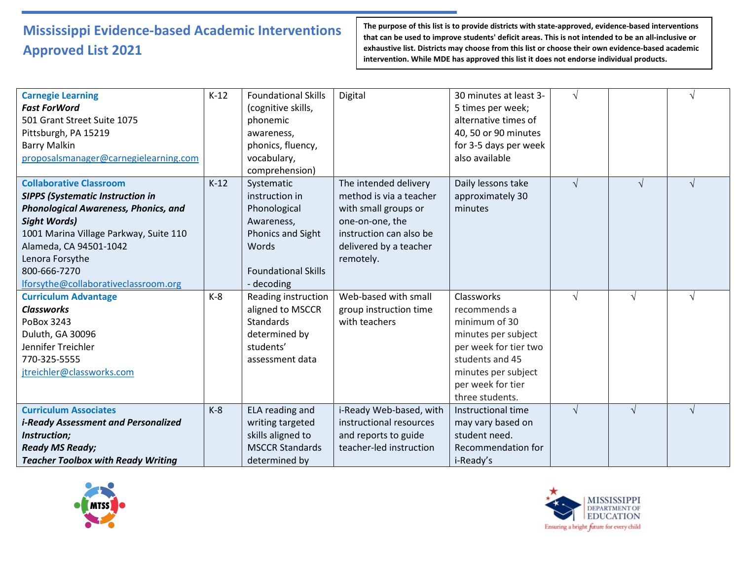# Mississippi Evidence-based Academic Interventions Approved List 2021

**The purpose of this list is to provide districts with state-approved, evidence-based interventions that can be used to improve students' deficit areas. This is not intended to be an all-inclusive or exhaustive list. Districts may choose from this list or choose their own evidence-based academic intervention. While MDE has approved this list it does not endorse individual products.**

| | | | | | | | |
|---|---|---|---|---|---|---|---|
| **Carnegie Learning**<br>***Fast ForWord***<br>501 Grant Street Suite 1075<br>Pittsburgh, PA 15219<br>Barry Malkin<br>proposalsmanager@carnegielearning.com | K-12 | Foundational Skills (cognitive skills, phonemic awareness, phonics, fluency, vocabulary, comprehension) | Digital | 30 minutes at least 3-5 times per week; alternative times of 40, 50 or 90 minutes for 3-5 days per week also available | √ | | √ |
| **Collaborative Classroom**<br>***SIPPS (Systematic Instruction in Phonological Awareness, Phonics, and Sight Words)***<br>1001 Marina Village Parkway, Suite 110<br>Alameda, CA 94501-1042<br>Lenora Forsythe<br>800-666-7270<br>lforsythe@collaborativeclassroom.org | K-12 | Systematic instruction in Phonological Awareness, Phonics and Sight Words<br><br>Foundational Skills - decoding | The intended delivery method is via a teacher with small groups or one-on-one, the instruction can also be delivered by a teacher remotely. | Daily lessons take approximately 30 minutes | √ | √ | √ |
| **Curriculum Advantage**<br>***Classworks***<br>PoBox 3243<br>Duluth, GA 30096<br>Jennifer Treichler<br>770-325-5555<br>jtreichler@classworks.com | K-8 | Reading instruction aligned to MSCCR Standards determined by students' assessment data | Web-based with small group instruction time with teachers | Classworks recommends a minimum of 30 minutes per subject per week for tier two students and 45 minutes per subject per week for tier three students. | √ | √ | √ |
| **Curriculum Associates**<br>***i-Ready Assessment and Personalized Instruction;***<br>***Ready MS Ready;***<br>***Teacher Toolbox with Ready Writing*** | K-8 | ELA reading and writing targeted skills aligned to MSCCR Standards determined by | i-Ready Web-based, with instructional resources and reports to guide teacher-led instruction | Instructional time may vary based on student need. Recommendation for i-Ready's | √ | √ | √ |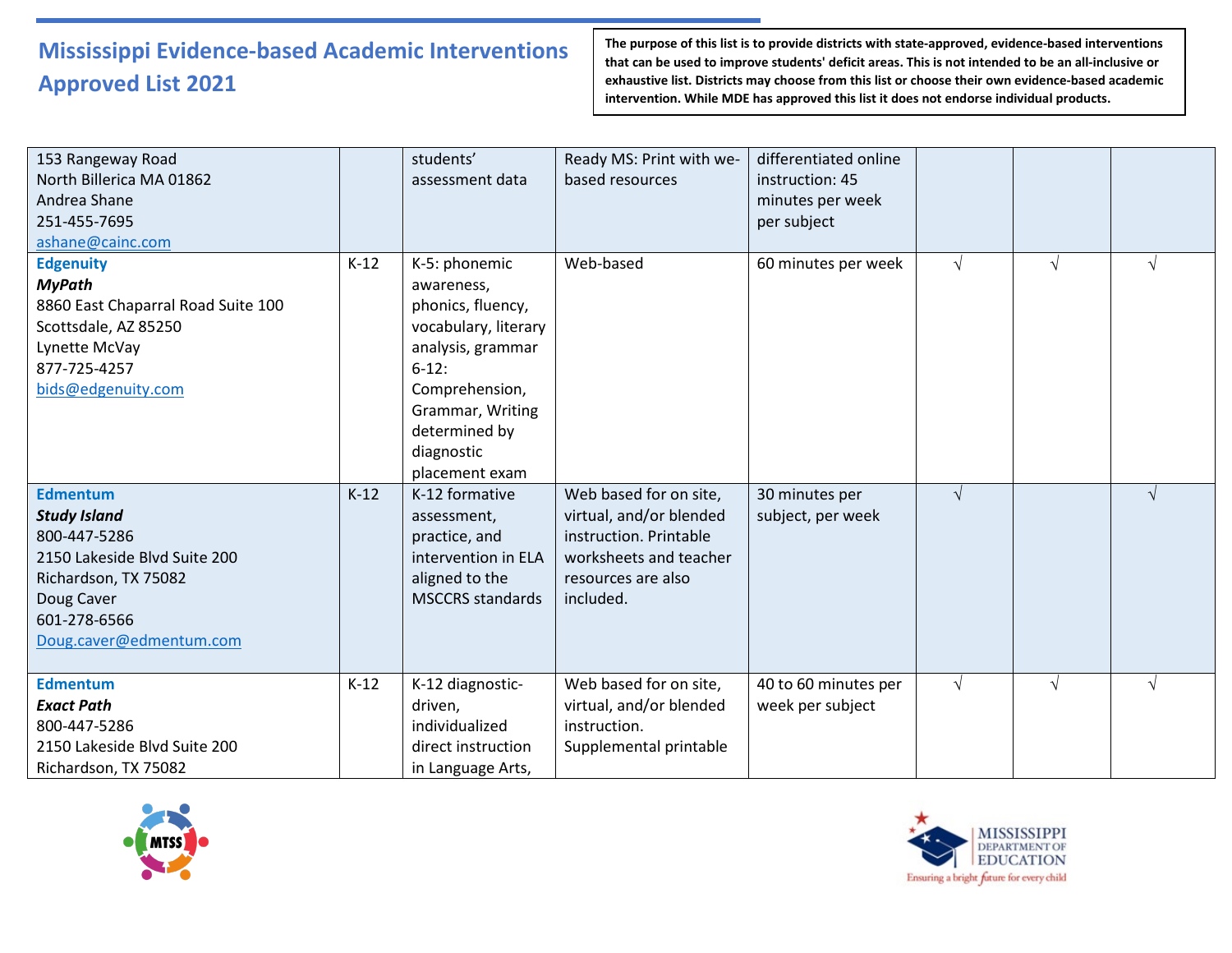# Mississippi Evidence-based Academic Interventions Approved List 2021

**The purpose of this list is to provide districts with state-approved, evidence-based interventions that can be used to improve students' deficit areas. This is not intended to be an all-inclusive or exhaustive list. Districts may choose from this list or choose their own evidence-based academic intervention. While MDE has approved this list it does not endorse individual products.**

| | | | | | | | |
|---|---|---|---|---|---|---|---|
| 153 Rangeway Road<br>North Billerica MA 01862<br>Andrea Shane<br>251-455-7695<br>ashane@cainc.com | | students' assessment data | Ready MS: Print with we-based resources | differentiated online instruction: 45 minutes per week per subject | | | |
| **Edgenuity**<br>***MyPath***<br>8860 East Chaparral Road Suite 100<br>Scottsdale, AZ 85250<br>Lynette McVay<br>877-725-4257<br>bids@edgenuity.com | K-12 | K-5: phonemic awareness, phonics, fluency, vocabulary, literary analysis, grammar<br>6-12: Comprehension, Grammar, Writing determined by diagnostic placement exam | Web-based | 60 minutes per week | √ | √ | √ |
| **Edmentum**<br>***Study Island***<br>800-447-5286<br>2150 Lakeside Blvd Suite 200<br>Richardson, TX 75082<br>Doug Caver<br>601-278-6566<br>Doug.caver@edmentum.com | K-12 | K-12 formative assessment, practice, and intervention in ELA aligned to the MSCCRS standards | Web based for on site, virtual, and/or blended instruction. Printable worksheets and teacher resources are also included. | 30 minutes per subject, per week | √ | | √ |
| **Edmentum**<br>***Exact Path***<br>800-447-5286<br>2150 Lakeside Blvd Suite 200<br>Richardson, TX 75082 | K-12 | K-12 diagnostic-driven, individualized direct instruction in Language Arts, | Web based for on site, virtual, and/or blended instruction. Supplemental printable | 40 to 60 minutes per week per subject | √ | √ | √ |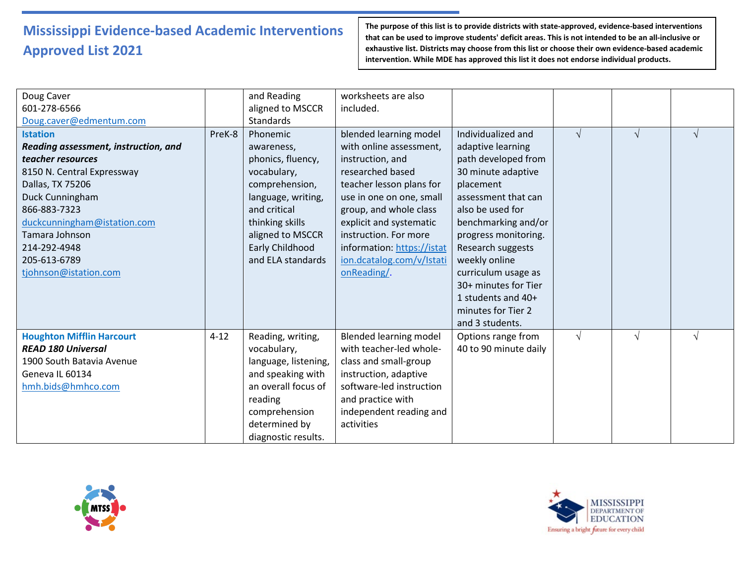# Mississippi Evidence-based Academic Interventions Approved List 2021

**The purpose of this list is to provide districts with state-approved, evidence-based interventions that can be used to improve students' deficit areas. This is not intended to be an all-inclusive or exhaustive list. Districts may choose from this list or choose their own evidence-based academic intervention. While MDE has approved this list it does not endorse individual products.**

| | | | | | | | |
|---|---|---|---|---|---|---|---|
| Doug Caver<br>601-278-6566<br>Doug.caver@edmentum.com | | and Reading aligned to MSCCR Standards | worksheets are also included. | | | | |
| **Istation**<br>***Reading assessment, instruction, and teacher resources***<br>8150 N. Central Expressway<br>Dallas, TX 75206<br>Duck Cunningham<br>866-883-7323<br>duckcunningham@istation.com<br>Tamara Johnson<br>214-292-4948<br>205-613-6789<br>tjohnson@istation.com | PreK-8 | Phonemic awareness, phonics, fluency, vocabulary, comprehension, language, writing, and critical thinking skills aligned to MSCCR Early Childhood and ELA standards | blended learning model with online assessment, instruction, and researched based teacher lesson plans for use in one on one, small group, and whole class explicit and systematic instruction. For more information: https://istation.dcatalog.com/v/IstationReading/. | Individualized and adaptive learning path developed from 30 minute adaptive placement assessment that can also be used for benchmarking and/or progress monitoring. Research suggests weekly online curriculum usage as 30+ minutes for Tier 1 students and 40+ minutes for Tier 2 and 3 students. | √ | √ | √ |
| **Houghton Mifflin Harcourt**<br>***READ 180 Universal***<br>1900 South Batavia Avenue<br>Geneva IL 60134<br>hmh.bids@hmhco.com | 4-12 | Reading, writing, vocabulary, language, listening, and speaking with an overall focus of reading comprehension determined by diagnostic results. | Blended learning model with teacher-led whole-class and small-group instruction, adaptive software-led instruction and practice with independent reading and activities | Options range from 40 to 90 minute daily | √ | √ | √ |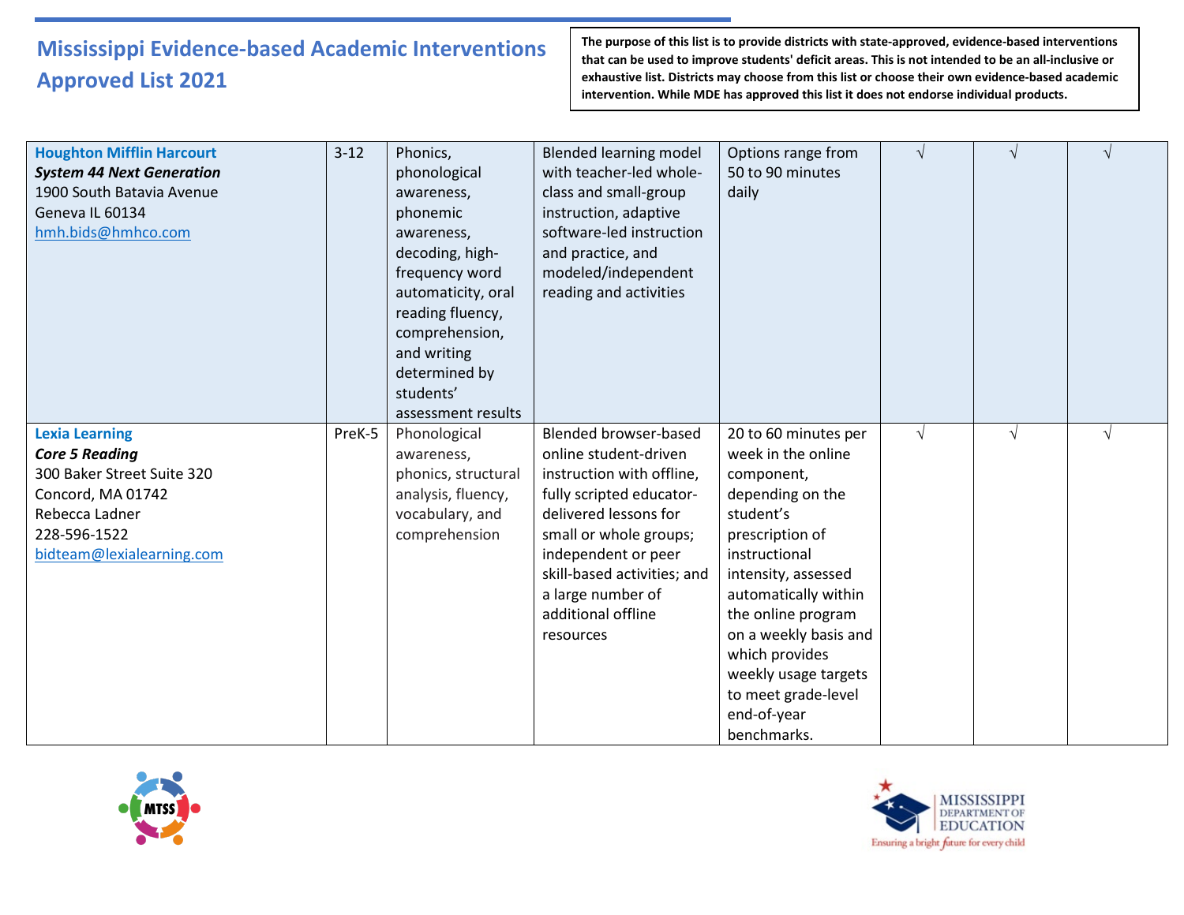# Mississippi Evidence-based Academic Interventions Approved List 2021

**The purpose of this list is to provide districts with state-approved, evidence-based interventions that can be used to improve students' deficit areas. This is not intended to be an all-inclusive or exhaustive list. Districts may choose from this list or choose their own evidence-based academic intervention. While MDE has approved this list it does not endorse individual products.**

| | | | | | | | |
|---|---|---|---|---|---|---|---|
| **Houghton Mifflin Harcourt**<br>***System 44 Next Generation***<br>1900 South Batavia Avenue<br>Geneva IL 60134<br>hmh.bids@hmhco.com | 3-12 | Phonics, phonological awareness, phonemic awareness, decoding, high-frequency word automaticity, oral reading fluency, comprehension, and writing determined by students' assessment results | Blended learning model with teacher-led whole-class and small-group instruction, adaptive software-led instruction and practice, and modeled/independent reading and activities | Options range from 50 to 90 minutes daily | √ | √ | √ |
| **Lexia Learning**<br>***Core 5 Reading***<br>300 Baker Street Suite 320<br>Concord, MA 01742<br>Rebecca Ladner<br>228-596-1522<br>bidteam@lexialearning.com | PreK-5 | Phonological awareness, phonics, structural analysis, fluency, vocabulary, and comprehension | Blended browser-based online student-driven instruction with offline, fully scripted educator-delivered lessons for small or whole groups; independent or peer skill-based activities; and a large number of additional offline resources | 20 to 60 minutes per week in the online component, depending on the student's prescription of instructional intensity, assessed automatically within the online program on a weekly basis and which provides weekly usage targets to meet grade-level end-of-year benchmarks. | √ | √ | √ |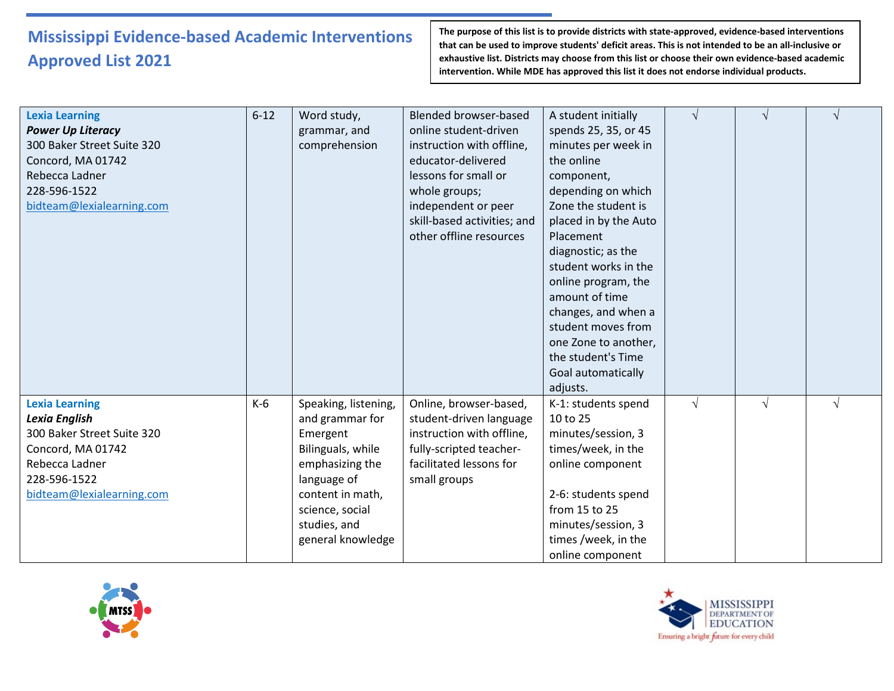# Mississippi Evidence-based Academic Interventions Approved List 2021

**The purpose of this list is to provide districts with state-approved, evidence-based interventions that can be used to improve students' deficit areas. This is not intended to be an all-inclusive or exhaustive list. Districts may choose from this list or choose their own evidence-based academic intervention. While MDE has approved this list it does not endorse individual products.**

| | | | | | | | |
|---|---|---|---|---|---|---|---|
| **Lexia Learning**<br>***Power Up Literacy***<br>300 Baker Street Suite 320<br>Concord, MA 01742<br>Rebecca Ladner<br>228-596-1522<br>bidteam@lexialearning.com | 6-12 | Word study, grammar, and comprehension | Blended browser-based online student-driven instruction with offline, educator-delivered lessons for small or whole groups; independent or peer skill-based activities; and other offline resources | A student initially spends 25, 35, or 45 minutes per week in the online component, depending on which Zone the student is placed in by the Auto Placement diagnostic; as the student works in the online program, the amount of time changes, and when a student moves from one Zone to another, the student's Time Goal automatically adjusts. | √ | √ | √ |
| **Lexia Learning**<br>***Lexia English***<br>300 Baker Street Suite 320<br>Concord, MA 01742<br>Rebecca Ladner<br>228-596-1522<br>bidteam@lexialearning.com | K-6 | Speaking, listening, and grammar for Emergent Bilinguals, while emphasizing the language of content in math, science, social studies, and general knowledge | Online, browser-based, student-driven language instruction with offline, fully-scripted teacher-facilitated lessons for small groups | K-1: students spend 10 to 25 minutes/session, 3 times/week, in the online component<br><br>2-6: students spend from 15 to 25 minutes/session, 3 times /week, in the online component | √ | √ | √ |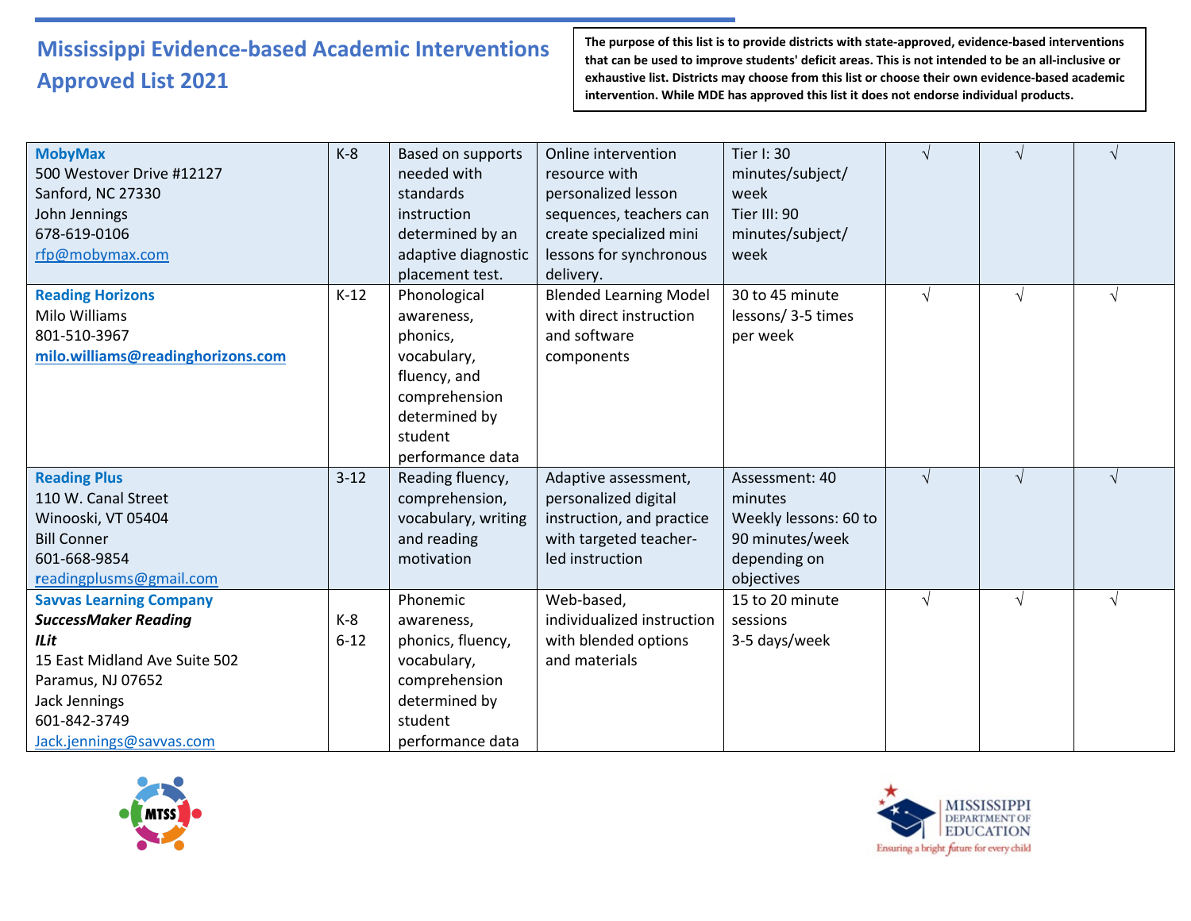# Mississippi Evidence-based Academic Interventions Approved List 2021

**The purpose of this list is to provide districts with state-approved, evidence-based interventions that can be used to improve students' deficit areas. This is not intended to be an all-inclusive or exhaustive list. Districts may choose from this list or choose their own evidence-based academic intervention. While MDE has approved this list it does not endorse individual products.**

| | | | | | | | |
|---|---|---|---|---|---|---|---|
| **MobyMax**<br>500 Westover Drive #12127<br>Sanford, NC 27330<br>John Jennings<br>678-619-0106<br>rfp@mobymax.com | K-8 | Based on supports needed with standards instruction determined by an adaptive diagnostic placement test. | Online intervention resource with personalized lesson sequences, teachers can create specialized mini lessons for synchronous delivery. | Tier I: 30 minutes/subject/ week<br>Tier III: 90 minutes/subject/ week | √ | √ | √ |
| **Reading Horizons**<br>Milo Williams<br>801-510-3967<br>**milo.williams@readinghorizons.com** | K-12 | Phonological awareness, phonics, vocabulary, fluency, and comprehension determined by student performance data | Blended Learning Model with direct instruction and software components | 30 to 45 minute lessons/ 3-5 times per week | √ | √ | √ |
| **Reading Plus**<br>110 W. Canal Street<br>Winooski, VT 05404<br>Bill Conner<br>601-668-9854<br>readingplusms@gmail.com | 3-12 | Reading fluency, comprehension, vocabulary, writing and reading motivation | Adaptive assessment, personalized digital instruction, and practice with targeted teacher-led instruction | Assessment: 40 minutes<br>Weekly lessons: 60 to 90 minutes/week depending on objectives | √ | √ | √ |
| **Savvas Learning Company**<br>***SuccessMaker Reading***<br>***ILit***<br>15 East Midland Ave Suite 502<br>Paramus, NJ 07652<br>Jack Jennings<br>601-842-3749<br>Jack.jennings@savvas.com | K-8<br>6-12 | Phonemic awareness, phonics, fluency, vocabulary, comprehension determined by student performance data | Web-based, individualized instruction with blended options and materials | 15 to 20 minute sessions<br>3-5 days/week | √ | √ | √ |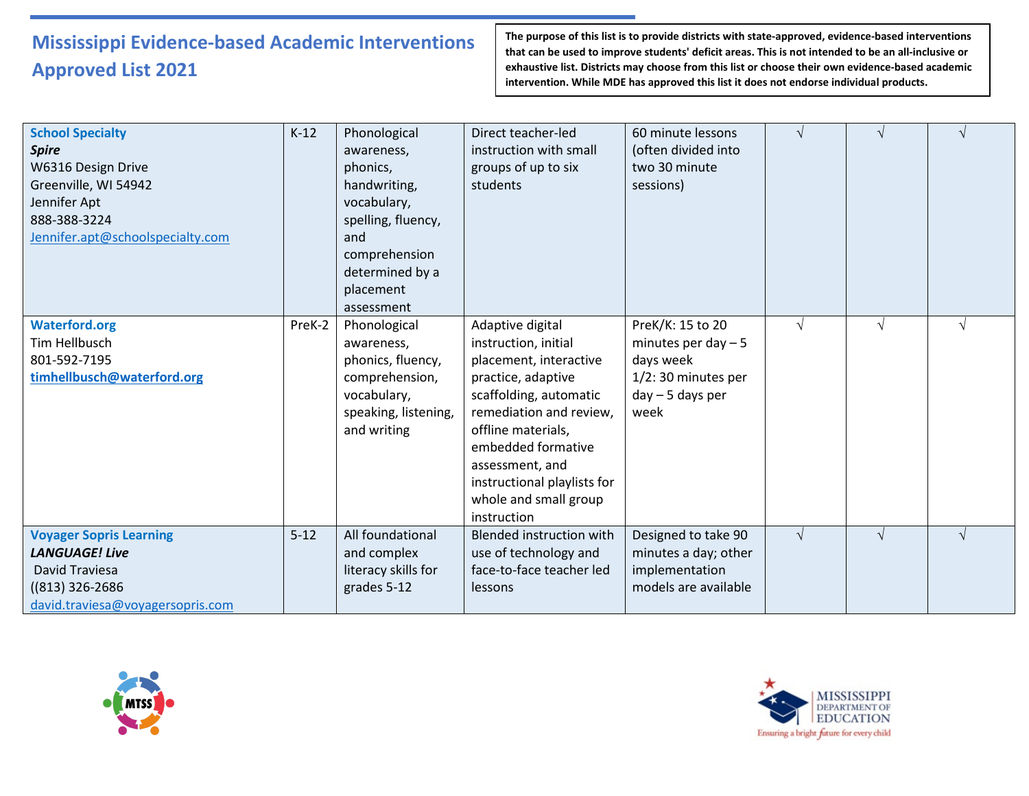# Mississippi Evidence-based Academic Interventions Approved List 2021

**The purpose of this list is to provide districts with state-approved, evidence-based interventions that can be used to improve students' deficit areas. This is not intended to be an all-inclusive or exhaustive list. Districts may choose from this list or choose their own evidence-based academic intervention. While MDE has approved this list it does not endorse individual products.**

| | | | | | | | |
|---|---|---|---|---|---|---|---|
| **School Specialty**<br>***Spire***<br>W6316 Design Drive<br>Greenville, WI 54942<br>Jennifer Apt<br>888-388-3224<br>Jennifer.apt@schoolspecialty.com | K-12 | Phonological awareness, phonics, handwriting, vocabulary, spelling, fluency, and comprehension determined by a placement assessment | Direct teacher-led instruction with small groups of up to six students | 60 minute lessons (often divided into two 30 minute sessions) | √ | √ | √ |
| **Waterford.org**<br>Tim Hellbusch<br>801-592-7195<br>**timhellbusch@waterford.org** | PreK-2 | Phonological awareness, phonics, fluency, comprehension, vocabulary, speaking, listening, and writing | Adaptive digital instruction, initial placement, interactive practice, adaptive scaffolding, automatic remediation and review, offline materials, embedded formative assessment, and instructional playlists for whole and small group instruction | PreK/K: 15 to 20 minutes per day – 5 days week<br>1/2: 30 minutes per day – 5 days per week | √ | √ | √ |
| **Voyager Sopris Learning**<br>***LANGUAGE! Live***<br>David Traviesa<br>((813) 326-2686<br>david.traviesa@voyagersopris.com | 5-12 | All foundational and complex literacy skills for grades 5-12 | Blended instruction with use of technology and face-to-face teacher led lessons | Designed to take 90 minutes a day; other implementation models are available | √ | √ | √ |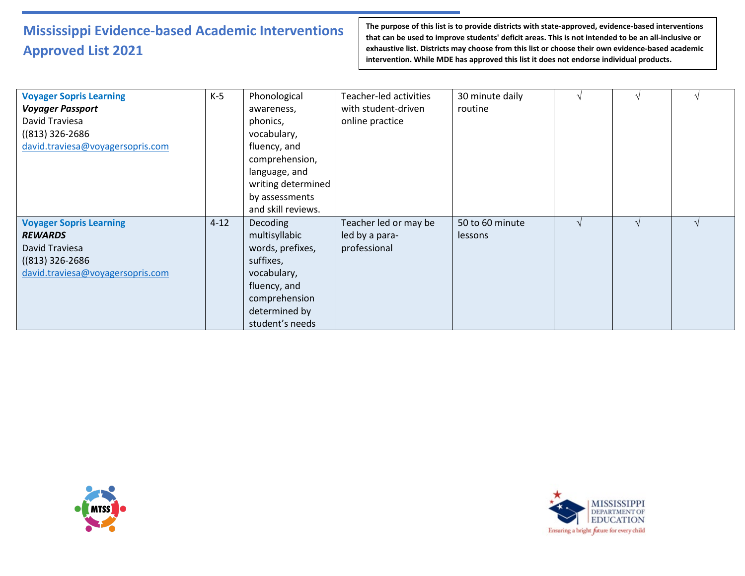# Mississippi Evidence-based Academic Interventions Approved List 2021

**The purpose of this list is to provide districts with state-approved, evidence-based interventions that can be used to improve students' deficit areas. This is not intended to be an all-inclusive or exhaustive list. Districts may choose from this list or choose their own evidence-based academic intervention. While MDE has approved this list it does not endorse individual products.**

| | | | | | | | |
|---|---|---|---|---|---|---|---|
| **Voyager Sopris Learning**<br>***Voyager Passport***<br>David Traviesa<br>((813) 326-2686<br>david.traviesa@voyagersopris.com | K-5 | Phonological awareness, phonics, vocabulary, fluency, and comprehension, language, and writing determined by assessments and skill reviews. | Teacher-led activities with student-driven online practice | 30 minute daily routine | √ | √ | √ |
| **Voyager Sopris Learning**<br>***REWARDS***<br>David Traviesa<br>((813) 326-2686<br>david.traviesa@voyagersopris.com | 4-12 | Decoding multisyllabic words, prefixes, suffixes, vocabulary, fluency, and comprehension determined by student's needs | Teacher led or may be led by a para-professional | 50 to 60 minute lessons | √ | √ | √ |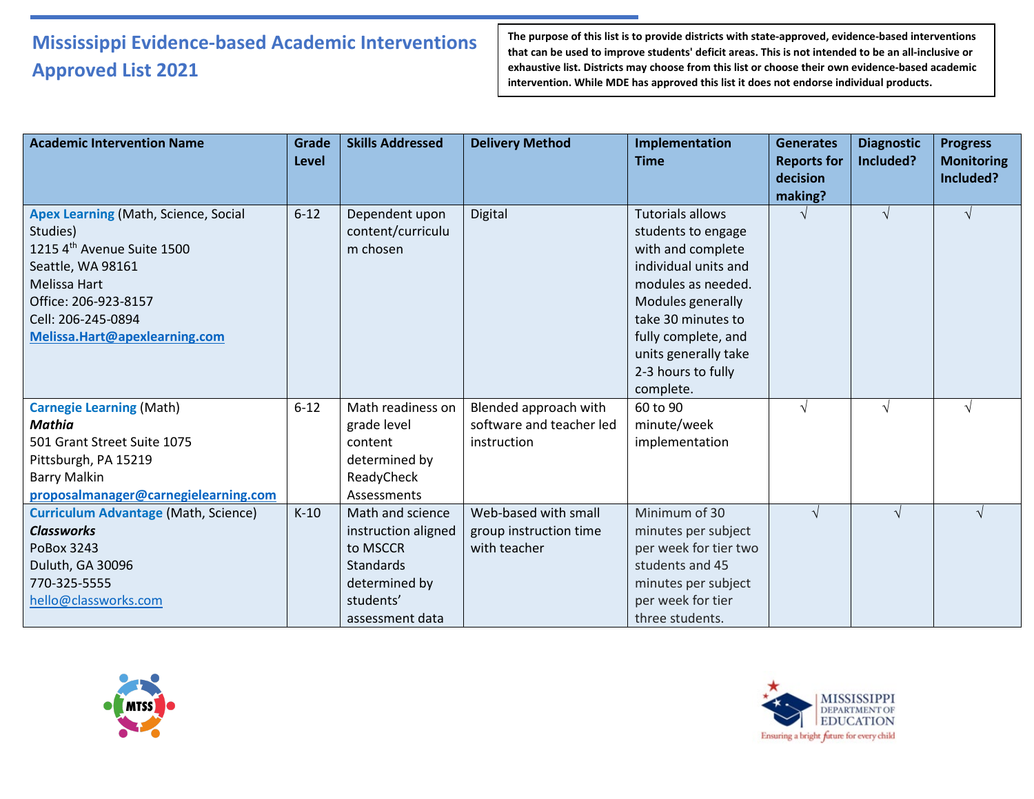# Mississippi Evidence-based Academic Interventions Approved List 2021

**The purpose of this list is to provide districts with state-approved, evidence-based interventions that can be used to improve students' deficit areas. This is not intended to be an all-inclusive or exhaustive list. Districts may choose from this list or choose their own evidence-based academic intervention. While MDE has approved this list it does not endorse individual products.**

| Academic Intervention Name | Grade Level | Skills Addressed | Delivery Method | Implementation Time | Generates Reports for decision making? | Diagnostic Included? | Progress Monitoring Included? |
|---|---|---|---|---|---|---|---|
| **Apex Learning** (Math, Science, Social Studies)<br>1215 4th Avenue Suite 1500<br>Seattle, WA 98161<br>Melissa Hart<br>Office: 206-923-8157<br>Cell: 206-245-0894<br>**Melissa.Hart@apexlearning.com** | 6-12 | Dependent upon content/curriculum chosen | Digital | Tutorials allows students to engage with and complete individual units and modules as needed. Modules generally take 30 minutes to fully complete, and units generally take 2-3 hours to fully complete. | √ | √ | √ |
| **Carnegie Learning** (Math)<br>***Mathia***<br>501 Grant Street Suite 1075<br>Pittsburgh, PA 15219<br>Barry Malkin<br>**proposalmanager@carnegielearning.com** | 6-12 | Math readiness on grade level content determined by ReadyCheck Assessments | Blended approach with software and teacher led instruction | 60 to 90 minute/week implementation | √ | √ | √ |
| **Curriculum Advantage** (Math, Science)<br>***Classworks***<br>PoBox 3243<br>Duluth, GA 30096<br>770-325-5555<br>hello@classworks.com | K-10 | Math and science instruction aligned to MSCCR Standards determined by students' assessment data | Web-based with small group instruction time with teacher | Minimum of 30 minutes per subject per week for tier two students and 45 minutes per subject per week for tier three students. | √ | √ | √ |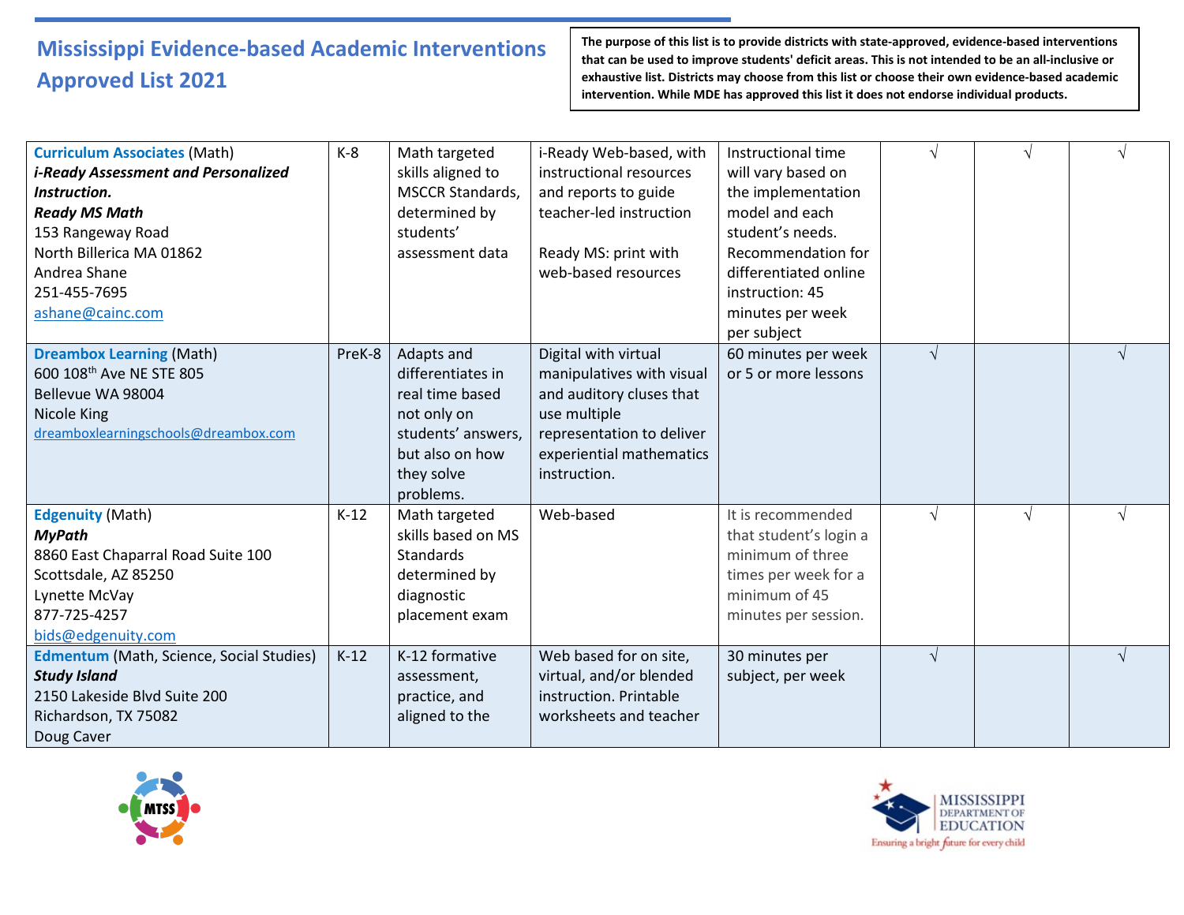# Mississippi Evidence-based Academic Interventions Approved List 2021

**The purpose of this list is to provide districts with state-approved, evidence-based interventions that can be used to improve students' deficit areas. This is not intended to be an all-inclusive or exhaustive list. Districts may choose from this list or choose their own evidence-based academic intervention. While MDE has approved this list it does not endorse individual products.**

| | | | | | | | |
|---|---|---|---|---|---|---|---|
| **Curriculum Associates** (Math)<br>***i-Ready Assessment and Personalized Instruction.***<br>***Ready MS Math***<br>153 Rangeway Road<br>North Billerica MA 01862<br>Andrea Shane<br>251-455-7695<br>ashane@cainc.com | K-8 | Math targeted skills aligned to MSCCR Standards, determined by students' assessment data | i-Ready Web-based, with instructional resources and reports to guide teacher-led instruction<br><br>Ready MS: print with web-based resources | Instructional time will vary based on the implementation model and each student's needs. Recommendation for differentiated online instruction: 45 minutes per week per subject | √ | √ | √ |
| **Dreambox Learning** (Math)<br>600 108th Ave NE STE 805<br>Bellevue WA 98004<br>Nicole King<br>dreamboxlearningschools@dreambox.com | PreK-8 | Adapts and differentiates in real time based not only on students' answers, but also on how they solve problems. | Digital with virtual manipulatives with visual and auditory cluses that use multiple representation to deliver experiential mathematics instruction. | 60 minutes per week or 5 or more lessons | √ | | √ |
| **Edgenuity** (Math)<br>***MyPath***<br>8860 East Chaparral Road Suite 100<br>Scottsdale, AZ 85250<br>Lynette McVay<br>877-725-4257<br>bids@edgenuity.com | K-12 | Math targeted skills based on MS Standards determined by diagnostic placement exam | Web-based | It is recommended that student's login a minimum of three times per week for a minimum of 45 minutes per session. | √ | √ | √ |
| **Edmentum** (Math, Science, Social Studies)<br>***Study Island***<br>2150 Lakeside Blvd Suite 200<br>Richardson, TX 75082<br>Doug Caver | K-12 | K-12 formative assessment, practice, and aligned to the | Web based for on site, virtual, and/or blended instruction. Printable worksheets and teacher | 30 minutes per subject, per week | √ | | √ |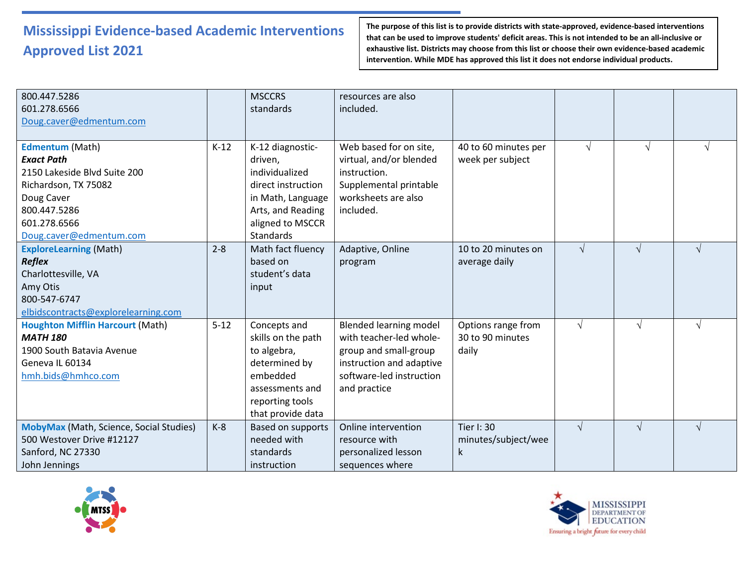# Mississippi Evidence-based Academic Interventions Approved List 2021

**The purpose of this list is to provide districts with state-approved, evidence-based interventions that can be used to improve students' deficit areas. This is not intended to be an all-inclusive or exhaustive list. Districts may choose from this list or choose their own evidence-based academic intervention. While MDE has approved this list it does not endorse individual products.**

| | | | | | | | |
|---|---|---|---|---|---|---|---|
| 800.447.5286<br>601.278.6566<br>Doug.caver@edmentum.com | | MSCCRS standards | resources are also included. | | | | |
| **Edmentum** (Math)<br>***Exact Path***<br>2150 Lakeside Blvd Suite 200<br>Richardson, TX 75082<br>Doug Caver<br>800.447.5286<br>601.278.6566<br>Doug.caver@edmentum.com | K-12 | K-12 diagnostic-driven, individualized direct instruction in Math, Language Arts, and Reading aligned to MSCCR Standards | Web based for on site, virtual, and/or blended instruction. Supplemental printable worksheets are also included. | 40 to 60 minutes per week per subject | √ | √ | √ |
| **ExploreLearning** (Math)<br>***Reflex***<br>Charlottesville, VA<br>Amy Otis<br>800-547-6747<br>elbidscontracts@explorelearning.com | 2-8 | Math fact fluency based on student's data input | Adaptive, Online program | 10 to 20 minutes on average daily | √ | √ | √ |
| **Houghton Mifflin Harcourt** (Math)<br>***MATH 180***<br>1900 South Batavia Avenue<br>Geneva IL 60134<br>hmh.bids@hmhco.com | 5-12 | Concepts and skills on the path to algebra, determined by embedded assessments and reporting tools that provide data | Blended learning model with teacher-led whole-group and small-group instruction and adaptive software-led instruction and practice | Options range from 30 to 90 minutes daily | √ | √ | √ |
| **MobyMax** (Math, Science, Social Studies)<br>500 Westover Drive #12127<br>Sanford, NC 27330<br>John Jennings | K-8 | Based on supports needed with standards instruction | Online intervention resource with personalized lesson sequences where | Tier I: 30 minutes/subject/week | √ | √ | √ |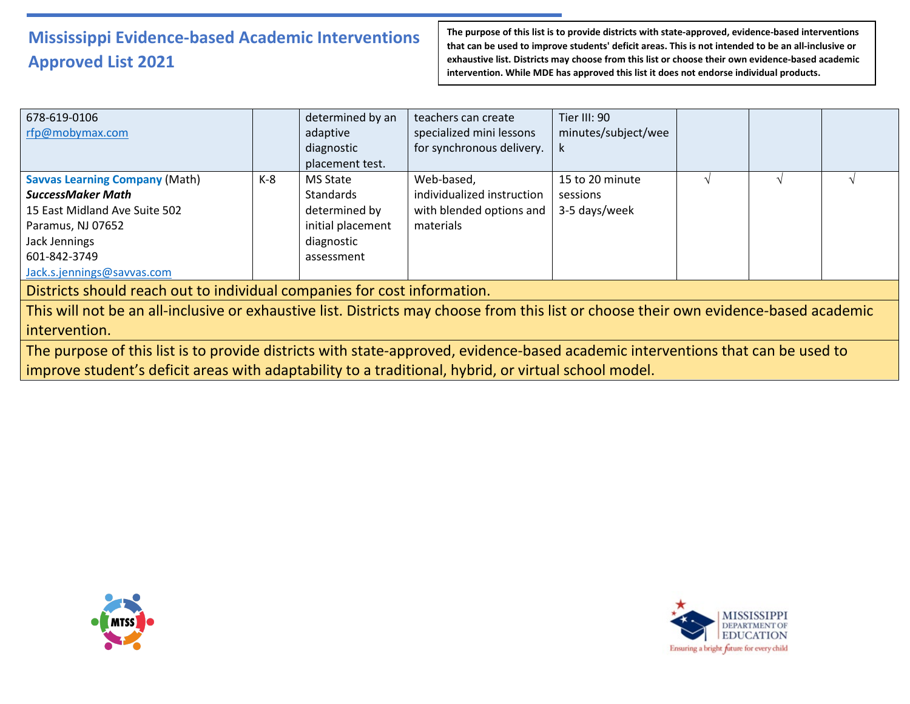| | | | | | | | |
|---|---|---|---|---|---|---|---|
| 678-619-0106<br>rfp@mobymax.com | | determined by an adaptive diagnostic placement test. | teachers can create specialized mini lessons for synchronous delivery. | Tier III: 90 minutes/subject/week | | | |
| **Savvas Learning Company** (Math)<br>***SuccessMaker Math***<br>15 East Midland Ave Suite 502<br>Paramus, NJ 07652<br>Jack Jennings<br>601-842-3749<br>Jack.s.jennings@savvas.com | K-8 | MS State Standards determined by initial placement diagnostic assessment | Web-based, individualized instruction with blended options and materials | 15 to 20 minute sessions<br>3-5 days/week | √ | √ | √ |

Districts should reach out to individual companies for cost information.

This will not be an all-inclusive or exhaustive list. Districts may choose from this list or choose their own evidence-based academic intervention.

The purpose of this list is to provide districts with state-approved, evidence-based academic interventions that can be used to improve student's deficit areas with adaptability to a traditional, hybrid, or virtual school model.